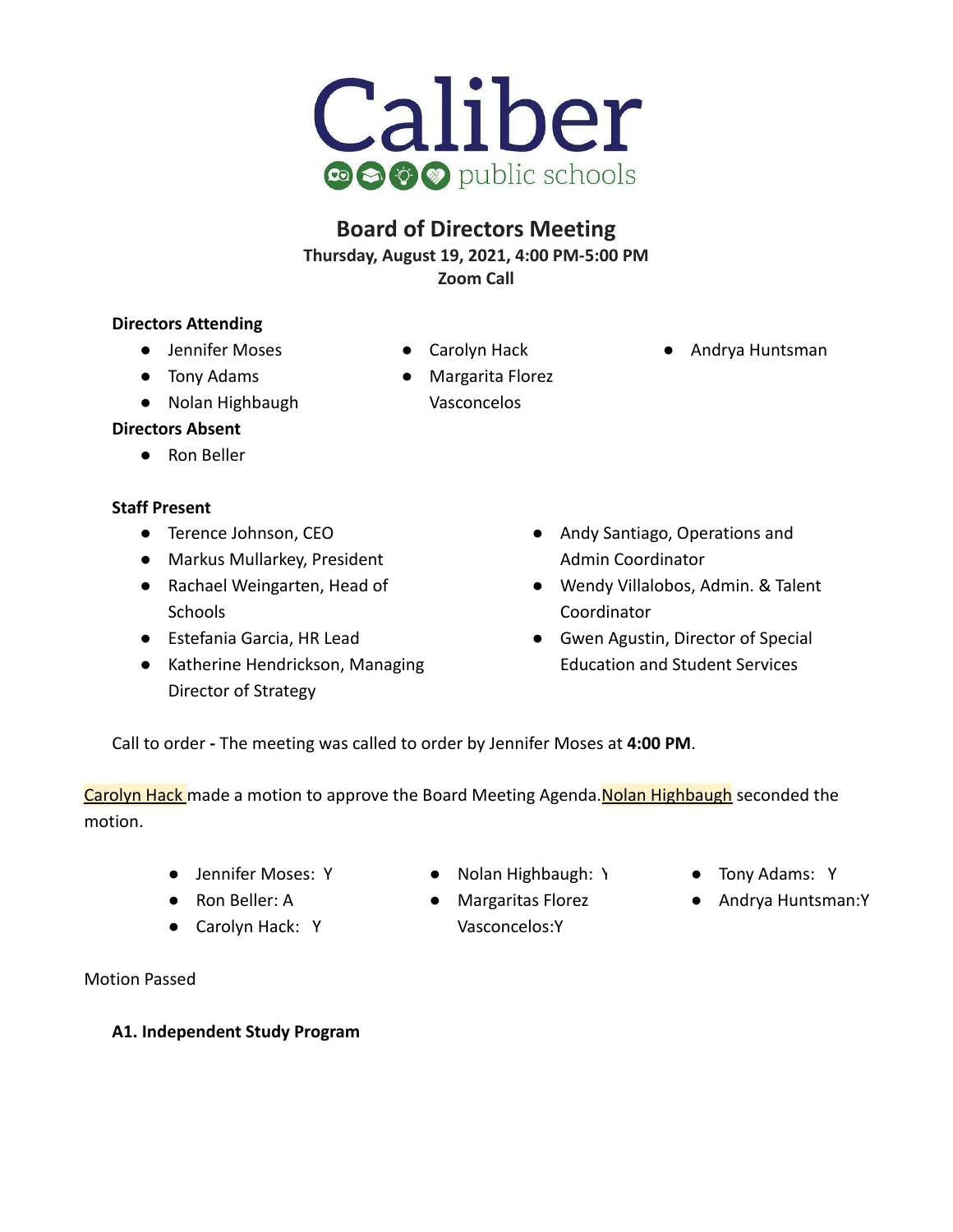# Caliber public schools

## Board of Directors Meeting

**Thursday, August 19, 2021, 4:00 PM-5:00 PM**
**Zoom Call**

**Directors Attending**

- Jennifer Moses
- Tony Adams
- Nolan Highbaugh
- Carolyn Hack
- Margarita Florez Vasconcelos
- Andrya Huntsman

**Directors Absent**

- Ron Beller

**Staff Present**

- Terence Johnson, CEO
- Markus Mullarkey, President
- Rachael Weingarten, Head of Schools
- Estefania Garcia, HR Lead
- Katherine Hendrickson, Managing Director of Strategy
- Andy Santiago, Operations and Admin Coordinator
- Wendy Villalobos, Admin. & Talent Coordinator
- Gwen Agustin, Director of Special Education and Student Services

Call to order **-** The meeting was called to order by Jennifer Moses at **4:00 PM**.

Carolyn Hack made a motion to approve the Board Meeting Agenda. Nolan Highbaugh seconded the motion.

- Jennifer Moses: Y
- Ron Beller: A
- Carolyn Hack: Y
- Nolan Highbaugh: Y
- Margaritas Florez Vasconcelos:Y
- Tony Adams: Y
- Andrya Huntsman:Y

Motion Passed

**A1. Independent Study Program**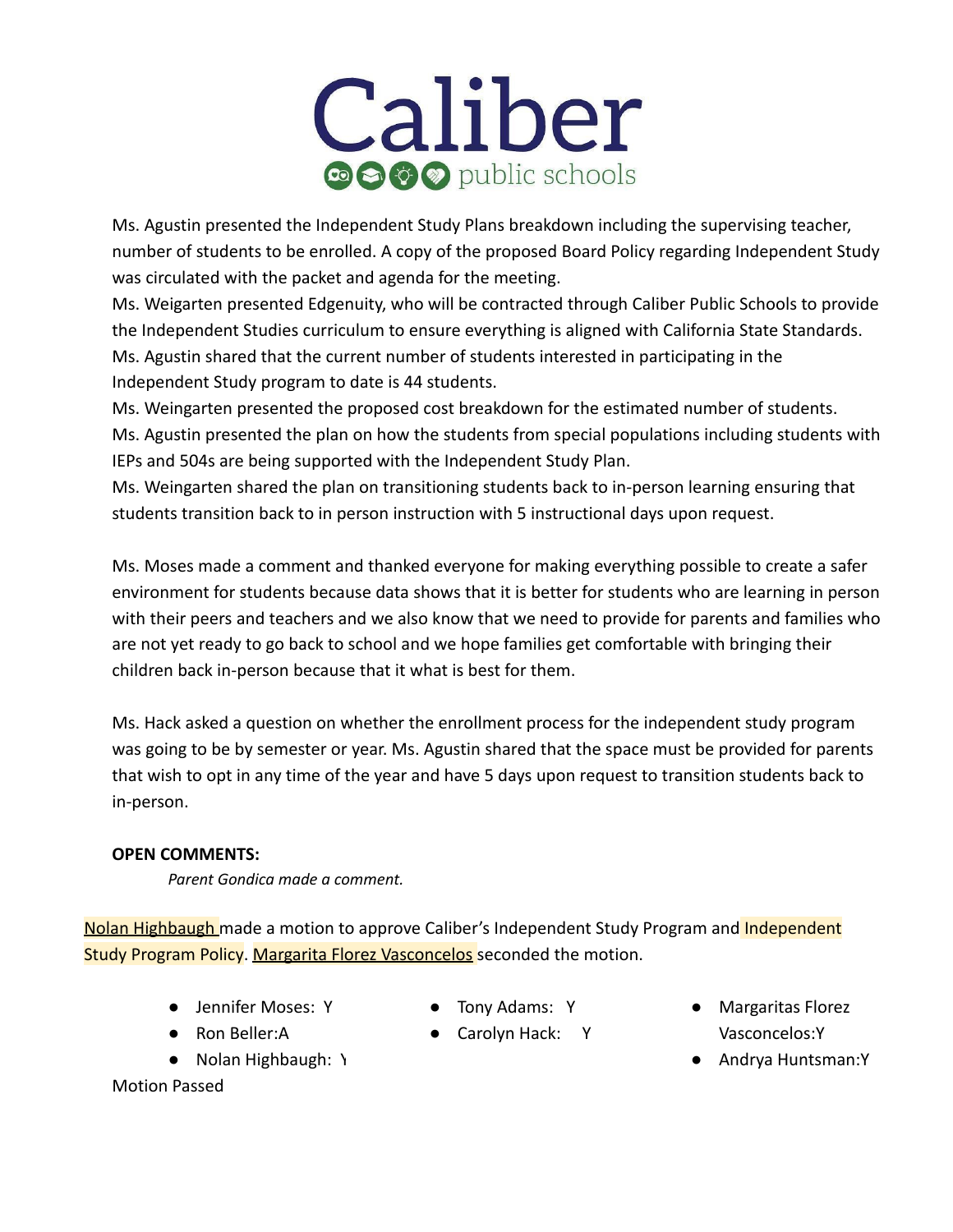Ms. Agustin presented the Independent Study Plans breakdown including the supervising teacher, number of students to be enrolled. A copy of the proposed Board Policy regarding Independent Study was circulated with the packet and agenda for the meeting.
Ms. Weigarten presented Edgenuity, who will be contracted through Caliber Public Schools to provide the Independent Studies curriculum to ensure everything is aligned with California State Standards.
Ms. Agustin shared that the current number of students interested in participating in the Independent Study program to date is 44 students.
Ms. Weingarten presented the proposed cost breakdown for the estimated number of students.
Ms. Agustin presented the plan on how the students from special populations including students with IEPs and 504s are being supported with the Independent Study Plan.
Ms. Weingarten shared the plan on transitioning students back to in-person learning ensuring that students transition back to in person instruction with 5 instructional days upon request.

Ms. Moses made a comment and thanked everyone for making everything possible to create a safer environment for students because data shows that it is better for students who are learning in person with their peers and teachers and we also know that we need to provide for parents and families who are not yet ready to go back to school and we hope families get comfortable with bringing their children back in-person because that it what is best for them.

Ms. Hack asked a question on whether the enrollment process for the independent study program was going to be by semester or year. Ms. Agustin shared that the space must be provided for parents that wish to opt in any time of the year and have 5 days upon request to transition students back to in-person.

**OPEN COMMENTS:**

*Parent Gondica made a comment.*

Nolan Highbaugh made a motion to approve Caliber's Independent Study Program and Independent Study Program Policy. Margarita Florez Vasconcelos seconded the motion.

- Jennifer Moses: Y
- Ron Beller:A
- Nolan Highbaugh: Y
- Tony Adams: Y
- Carolyn Hack: Y
- Margaritas Florez Vasconcelos:Y
- Andrya Huntsman:Y

Motion Passed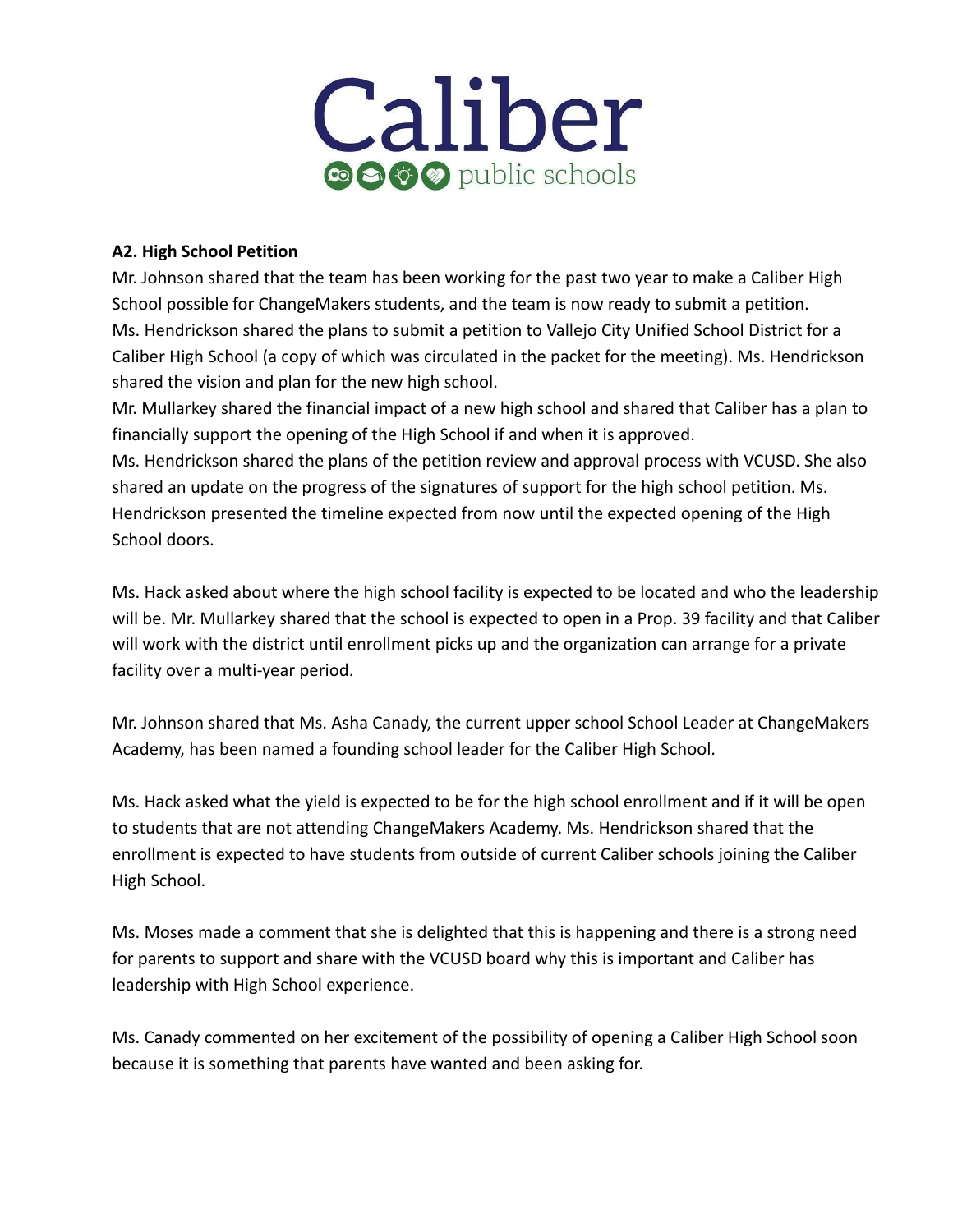### A2. High School Petition

Mr. Johnson shared that the team has been working for the past two year to make a Caliber High School possible for ChangeMakers students, and the team is now ready to submit a petition.
Ms. Hendrickson shared the plans to submit a petition to Vallejo City Unified School District for a Caliber High School (a copy of which was circulated in the packet for the meeting). Ms. Hendrickson shared the vision and plan for the new high school.
Mr. Mullarkey shared the financial impact of a new high school and shared that Caliber has a plan to financially support the opening of the High School if and when it is approved.
Ms. Hendrickson shared the plans of the petition review and approval process with VCUSD. She also shared an update on the progress of the signatures of support for the high school petition. Ms. Hendrickson presented the timeline expected from now until the expected opening of the High School doors.

Ms. Hack asked about where the high school facility is expected to be located and who the leadership will be. Mr. Mullarkey shared that the school is expected to open in a Prop. 39 facility and that Caliber will work with the district until enrollment picks up and the organization can arrange for a private facility over a multi-year period.

Mr. Johnson shared that Ms. Asha Canady, the current upper school School Leader at ChangeMakers Academy, has been named a founding school leader for the Caliber High School.

Ms. Hack asked what the yield is expected to be for the high school enrollment and if it will be open to students that are not attending ChangeMakers Academy. Ms. Hendrickson shared that the enrollment is expected to have students from outside of current Caliber schools joining the Caliber High School.

Ms. Moses made a comment that she is delighted that this is happening and there is a strong need for parents to support and share with the VCUSD board why this is important and Caliber has leadership with High School experience.

Ms. Canady commented on her excitement of the possibility of opening a Caliber High School soon because it is something that parents have wanted and been asking for.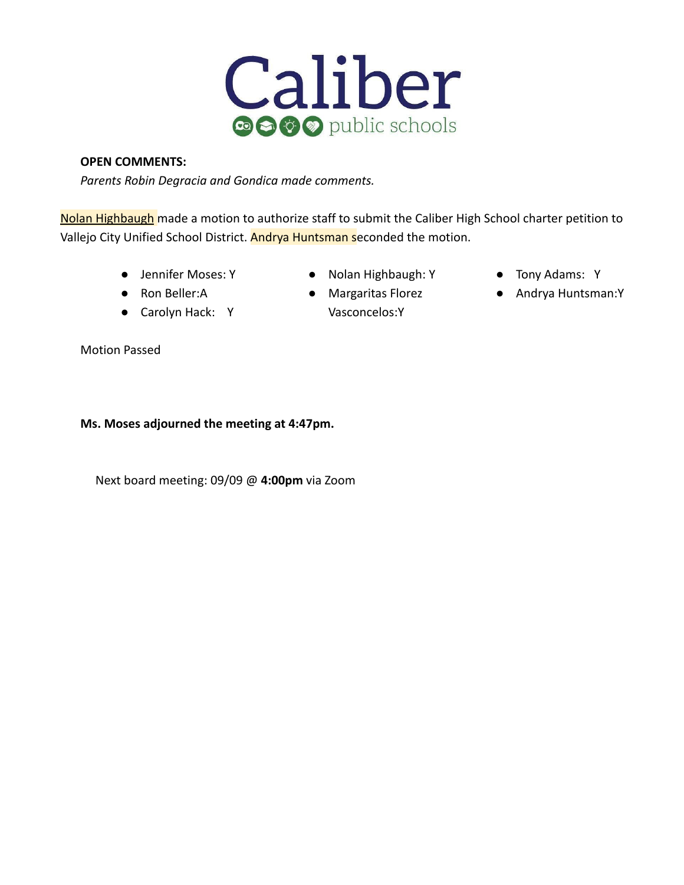**OPEN COMMENTS:**

*Parents Robin Degracia and Gondica made comments.*

Nolan Highbaugh made a motion to authorize staff to submit the Caliber High School charter petition to Vallejo City Unified School District. Andrya Huntsman seconded the motion.

- Jennifer Moses: Y
- Ron Beller:A
- Carolyn Hack: Y
- Nolan Highbaugh: Y
- Margaritas Florez Vasconcelos:Y
- Tony Adams: Y
- Andrya Huntsman:Y

Motion Passed

**Ms. Moses adjourned the meeting at 4:47pm.**

Next board meeting: 09/09 @ **4:00pm** via Zoom